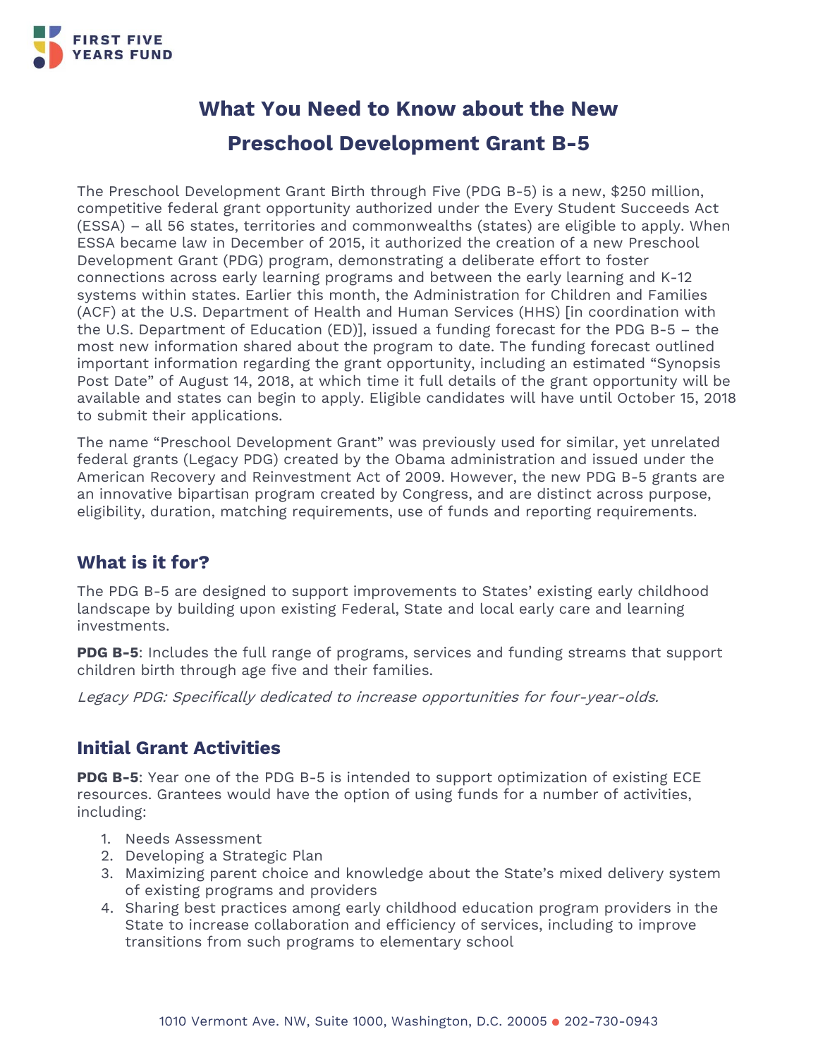FIRST FIVE YEARS FUND

# What You Need to Know about the New Preschool Development Grant B-5

The Preschool Development Grant Birth through Five (PDG B-5) is a new, $250 million, competitive federal grant opportunity authorized under the Every Student Succeeds Act (ESSA) – all 56 states, territories and commonwealths (states) are eligible to apply. When ESSA became law in December of 2015, it authorized the creation of a new Preschool Development Grant (PDG) program, demonstrating a deliberate effort to foster connections across early learning programs and between the early learning and K-12 systems within states. Earlier this month, the Administration for Children and Families (ACF) at the U.S. Department of Health and Human Services (HHS) [in coordination with the U.S. Department of Education (ED)], issued a funding forecast for the PDG B-5 – the most new information shared about the program to date. The funding forecast outlined important information regarding the grant opportunity, including an estimated "Synopsis Post Date" of August 14, 2018, at which time it full details of the grant opportunity will be available and states can begin to apply. Eligible candidates will have until October 15, 2018 to submit their applications.

The name "Preschool Development Grant" was previously used for similar, yet unrelated federal grants (Legacy PDG) created by the Obama administration and issued under the American Recovery and Reinvestment Act of 2009. However, the new PDG B-5 grants are an innovative bipartisan program created by Congress, and are distinct across purpose, eligibility, duration, matching requirements, use of funds and reporting requirements.

## What is it for?

The PDG B-5 are designed to support improvements to States' existing early childhood landscape by building upon existing Federal, State and local early care and learning investments.

**PDG B-5**: Includes the full range of programs, services and funding streams that support children birth through age five and their families.

*Legacy PDG: Specifically dedicated to increase opportunities for four-year-olds.*

## Initial Grant Activities

**PDG B-5**: Year one of the PDG B-5 is intended to support optimization of existing ECE resources. Grantees would have the option of using funds for a number of activities, including:

1. Needs Assessment
2. Developing a Strategic Plan
3. Maximizing parent choice and knowledge about the State's mixed delivery system of existing programs and providers
4. Sharing best practices among early childhood education program providers in the State to increase collaboration and efficiency of services, including to improve transitions from such programs to elementary school

1010 Vermont Ave. NW, Suite 1000, Washington, D.C. 20005 ● 202-730-0943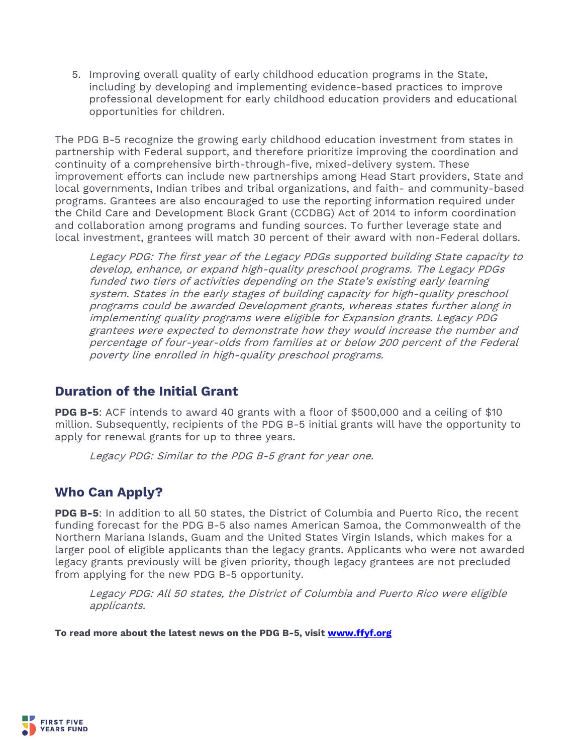5. Improving overall quality of early childhood education programs in the State, including by developing and implementing evidence-based practices to improve professional development for early childhood education providers and educational opportunities for children.

The PDG B-5 recognize the growing early childhood education investment from states in partnership with Federal support, and therefore prioritize improving the coordination and continuity of a comprehensive birth-through-five, mixed-delivery system. These improvement efforts can include new partnerships among Head Start providers, State and local governments, Indian tribes and tribal organizations, and faith- and community-based programs. Grantees are also encouraged to use the reporting information required under the Child Care and Development Block Grant (CCDBG) Act of 2014 to inform coordination and collaboration among programs and funding sources. To further leverage state and local investment, grantees will match 30 percent of their award with non-Federal dollars.

> *Legacy PDG: The first year of the Legacy PDGs supported building State capacity to develop, enhance, or expand high-quality preschool programs. The Legacy PDGs funded two tiers of activities depending on the State's existing early learning system. States in the early stages of building capacity for high-quality preschool programs could be awarded Development grants, whereas states further along in implementing quality programs were eligible for Expansion grants. Legacy PDG grantees were expected to demonstrate how they would increase the number and percentage of four-year-olds from families at or below 200 percent of the Federal poverty line enrolled in high-quality preschool programs.*

## Duration of the Initial Grant

**PDG B-5**: ACF intends to award 40 grants with a floor of $500,000 and a ceiling of $10 million. Subsequently, recipients of the PDG B-5 initial grants will have the opportunity to apply for renewal grants for up to three years.

> *Legacy PDG: Similar to the PDG B-5 grant for year one.*

## Who Can Apply?

**PDG B-5**: In addition to all 50 states, the District of Columbia and Puerto Rico, the recent funding forecast for the PDG B-5 also names American Samoa, the Commonwealth of the Northern Mariana Islands, Guam and the United States Virgin Islands, which makes for a larger pool of eligible applicants than the legacy grants. Applicants who were not awarded legacy grants previously will be given priority, though legacy grantees are not precluded from applying for the new PDG B-5 opportunity.

> *Legacy PDG: All 50 states, the District of Columbia and Puerto Rico were eligible applicants.*

**To read more about the latest news on the PDG B-5, visit [www.ffyf.org](http://www.ffyf.org)**